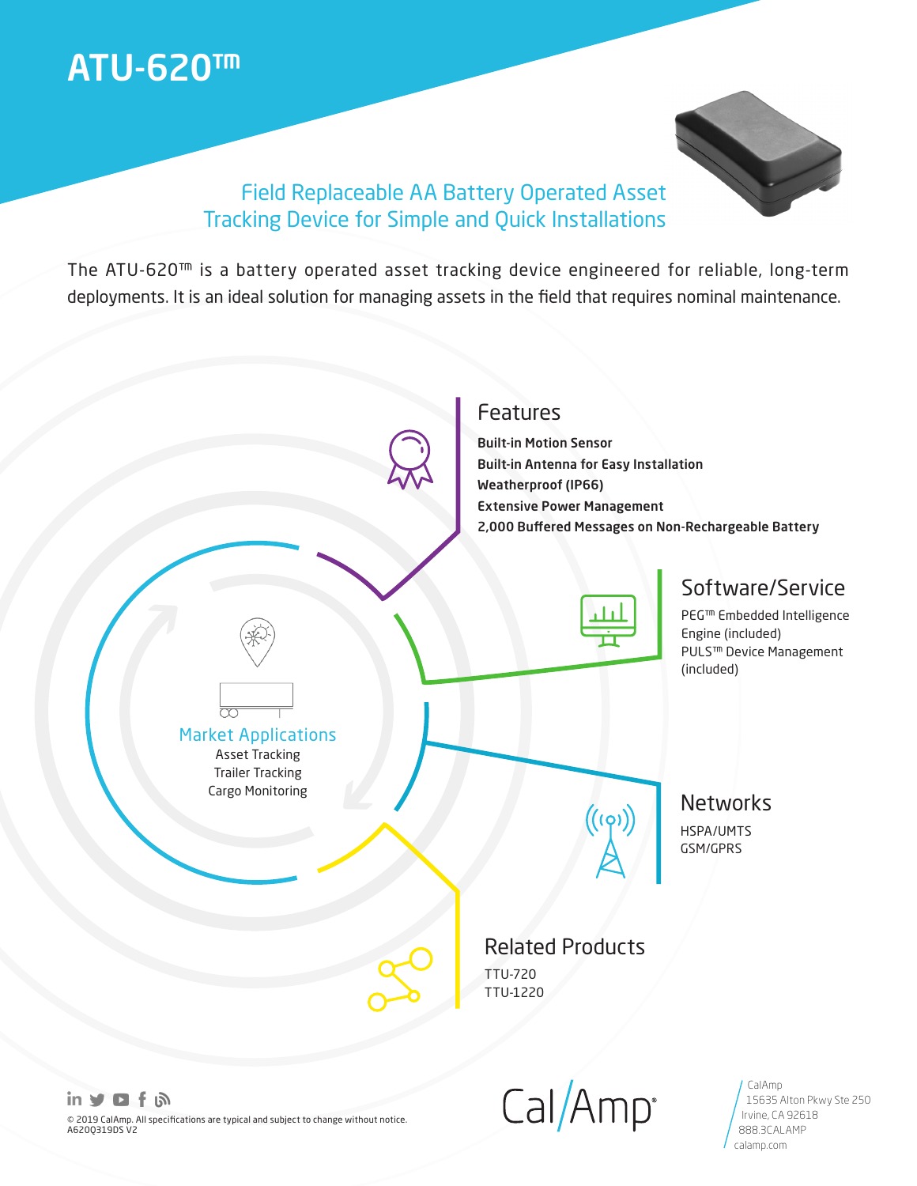# ATU-620™

## Field Replaceable AA Battery Operated Asset Tracking Device for Simple and Quick Installations

The ATU-620™ is a battery operated asset tracking device engineered for reliable, long-term deployments. It is an ideal solution for managing assets in the field that requires nominal maintenance.

### Features

**Built-in Motion Sensor**
**Built-in Antenna for Easy Installation**
**Weatherproof (IP66)**
**Extensive Power Management**
**2,000 Buffered Messages on Non-Rechargeable Battery**

### Software/Service

PEG™ Embedded Intelligence Engine (included)
PULS™ Device Management (included)

### Market Applications

Asset Tracking
Trailer Tracking
Cargo Monitoring

### Networks

HSPA/UMTS
GSM/GPRS

### Related Products

TTU-720
TTU-1220

© 2019 CalAmp. All specifications are typical and subject to change without notice.
A620Q319DS V2

CalAmp
15635 Alton Pkwy Ste 250
Irvine, CA 92618
888.3CALAMP
calamp.com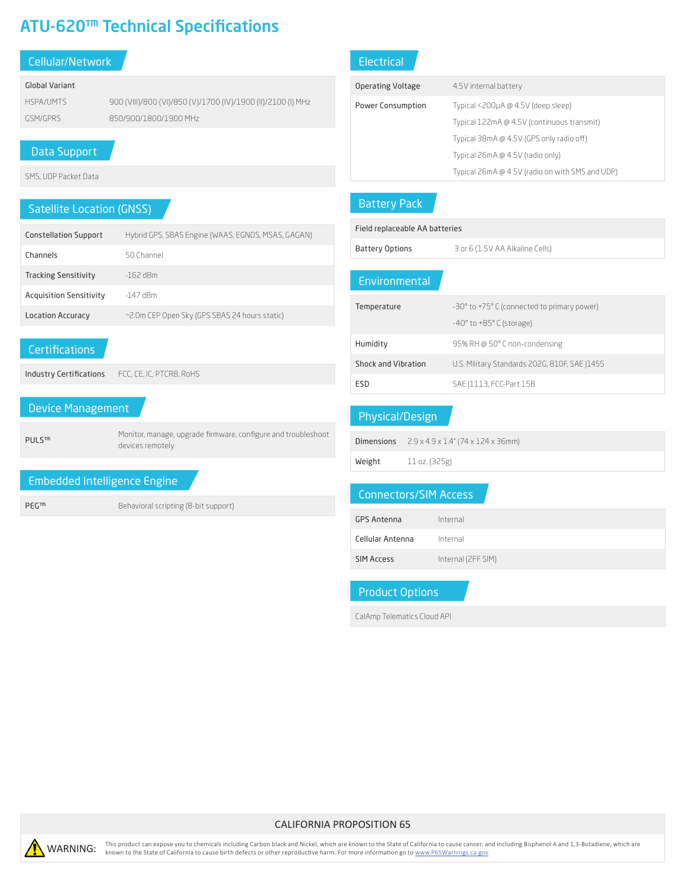# ATU-620™ Technical Specifications

## Cellular/Network

| | |
|---|---|
| Global Variant | |
| HSPA/UMTS | 900 (VIII)/800 (VI)/850 (V)/1700 (IV)/1900 (II)/2100 (I) MHz |
| GSM/GPRS | 850/900/1800/1900 MHz |

## Data Support

SMS, UDP Packet Data

## Satellite Location (GNSS)

| | |
|---|---|
| Constellation Support | Hybrid GPS, SBAS Engine (WAAS, EGNOS, MSAS, GAGAN) |
| Channels | 50 Channel |
| Tracking Sensitivity | -162 dBm |
| Acquisition Sensitivity | -147 dBm |
| Location Accuracy | ~2.0m CEP Open Sky (GPS SBAS 24 hours static) |

## Certifications

| | |
|---|---|
| Industry Certifications | FCC, CE, IC, PTCRB, RoHS |

## Device Management

| | |
|---|---|
| PULS™ | Monitor, manage, upgrade firmware, configure and troubleshoot devices remotely |

## Embedded Intelligence Engine

| | |
|---|---|
| PEG™ | Behavioral scripting (8-bit support) |

## Electrical

| | |
|---|---|
| Operating Voltage | 4.5V internal battery |
| Power Consumption | Typical <200μA @ 4.5V (deep sleep) |
| | Typical 122mA @ 4.5V (continuous transmit) |
| | Typical 38mA @ 4.5V (GPS only radio off) |
| | Typical 26mA @ 4.5V (radio only) |
| | Typical 26mA @ 4.5V (radio on with SMS and UDP) |

## Battery Pack

| | |
|---|---|
| Field replaceable AA batteries | |
| Battery Options | 3 or 6 (1.5V AA Alkaline Cells) |

## Environmental

| | |
|---|---|
| Temperature | -30° to +75° C (connected to primary power) |
| | -40° to +85° C (storage) |
| Humidity | 95% RH @ 50° C non-condensing |
| Shock and Vibration | U.S. Military Standards 202G, 810F, SAE J1455 |
| ESD | SAE J1113, FCC-Part 15B |

## Physical/Design

| | |
|---|---|
| Dimensions | 2.9 x 4.9 x 1.4" (74 x 124 x 36mm) |
| Weight | 11 oz. (325g) |

## Connectors/SIM Access

| | |
|---|---|
| GPS Antenna | Internal |
| Cellular Antenna | Internal |
| SIM Access | Internal (2FF SIM) |

## Product Options

CalAmp Telematics Cloud API

---

**CALIFORNIA PROPOSITION 65**

WARNING: This product can expose you to chemicals including Carbon black and Nickel, which are known to the State of California to cause cancer, and including Bisphenol A and 1,3-Butadiene, which are known to the State of California to cause birth defects or other reproductive harm. For more information go to www.P65Warnings.ca.gov